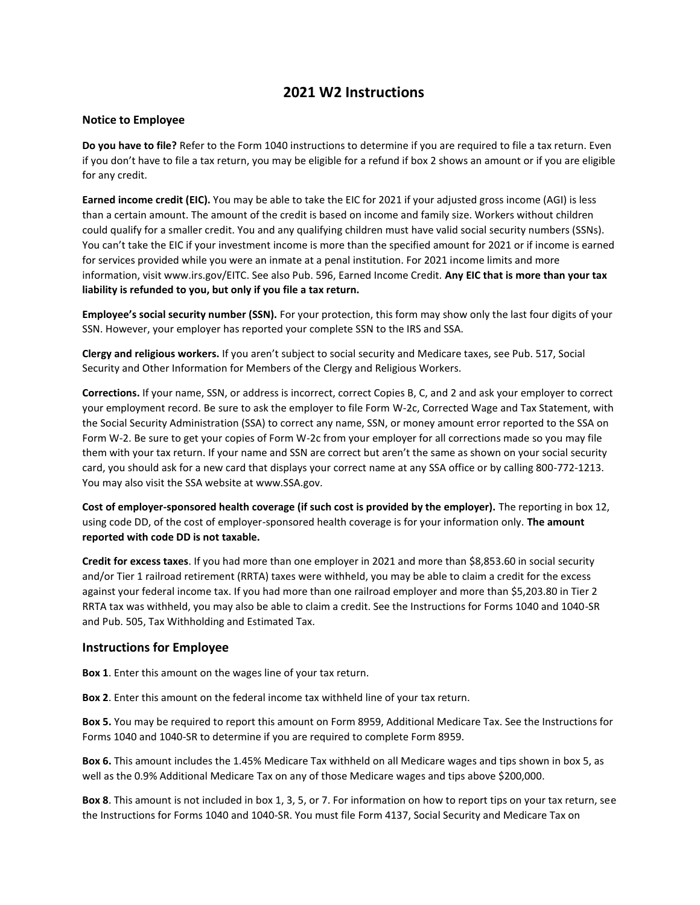# 2021 W2 Instructions

### Notice to Employee

**Do you have to file?** Refer to the Form 1040 instructions to determine if you are required to file a tax return. Even if you don't have to file a tax return, you may be eligible for a refund if box 2 shows an amount or if you are eligible for any credit.

**Earned income credit (EIC).** You may be able to take the EIC for 2021 if your adjusted gross income (AGI) is less than a certain amount. The amount of the credit is based on income and family size. Workers without children could qualify for a smaller credit. You and any qualifying children must have valid social security numbers (SSNs). You can't take the EIC if your investment income is more than the specified amount for 2021 or if income is earned for services provided while you were an inmate at a penal institution. For 2021 income limits and more information, visit www.irs.gov/EITC. See also Pub. 596, Earned Income Credit. **Any EIC that is more than your tax liability is refunded to you, but only if you file a tax return.**

**Employee's social security number (SSN).** For your protection, this form may show only the last four digits of your SSN. However, your employer has reported your complete SSN to the IRS and SSA.

**Clergy and religious workers.** If you aren't subject to social security and Medicare taxes, see Pub. 517, Social Security and Other Information for Members of the Clergy and Religious Workers.

**Corrections.** If your name, SSN, or address is incorrect, correct Copies B, C, and 2 and ask your employer to correct your employment record. Be sure to ask the employer to file Form W-2c, Corrected Wage and Tax Statement, with the Social Security Administration (SSA) to correct any name, SSN, or money amount error reported to the SSA on Form W-2. Be sure to get your copies of Form W-2c from your employer for all corrections made so you may file them with your tax return. If your name and SSN are correct but aren't the same as shown on your social security card, you should ask for a new card that displays your correct name at any SSA office or by calling 800-772-1213. You may also visit the SSA website at www.SSA.gov.

**Cost of employer-sponsored health coverage (if such cost is provided by the employer).** The reporting in box 12, using code DD, of the cost of employer-sponsored health coverage is for your information only. **The amount reported with code DD is not taxable.**

**Credit for excess taxes**. If you had more than one employer in 2021 and more than $8,853.60 in social security and/or Tier 1 railroad retirement (RRTA) taxes were withheld, you may be able to claim a credit for the excess against your federal income tax. If you had more than one railroad employer and more than $5,203.80 in Tier 2 RRTA tax was withheld, you may also be able to claim a credit. See the Instructions for Forms 1040 and 1040-SR and Pub. 505, Tax Withholding and Estimated Tax.

## Instructions for Employee

**Box 1**. Enter this amount on the wages line of your tax return.

**Box 2**. Enter this amount on the federal income tax withheld line of your tax return.

**Box 5.** You may be required to report this amount on Form 8959, Additional Medicare Tax. See the Instructions for Forms 1040 and 1040-SR to determine if you are required to complete Form 8959.

**Box 6.** This amount includes the 1.45% Medicare Tax withheld on all Medicare wages and tips shown in box 5, as well as the 0.9% Additional Medicare Tax on any of those Medicare wages and tips above $200,000.

**Box 8**. This amount is not included in box 1, 3, 5, or 7. For information on how to report tips on your tax return, see the Instructions for Forms 1040 and 1040-SR. You must file Form 4137, Social Security and Medicare Tax on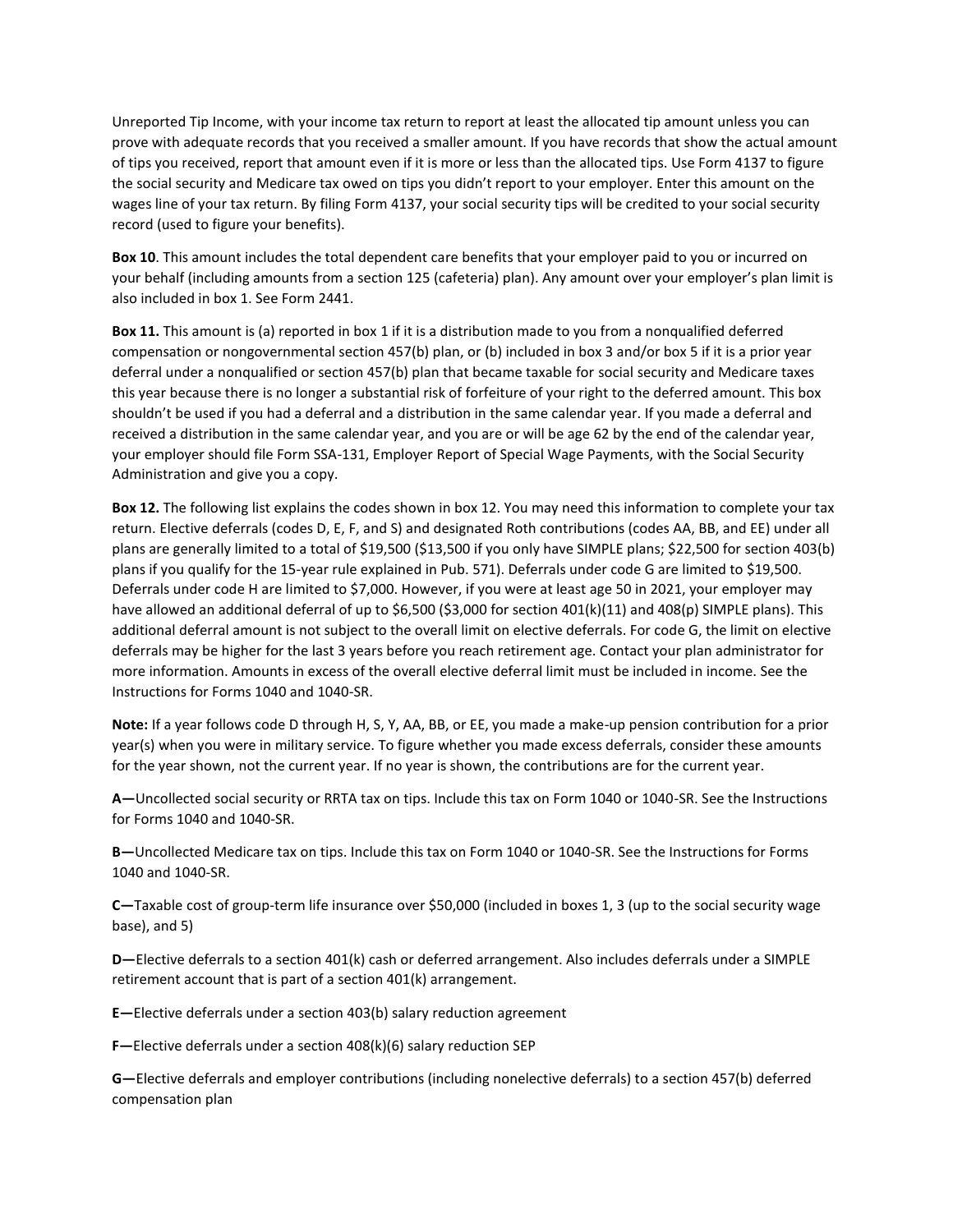Unreported Tip Income, with your income tax return to report at least the allocated tip amount unless you can prove with adequate records that you received a smaller amount. If you have records that show the actual amount of tips you received, report that amount even if it is more or less than the allocated tips. Use Form 4137 to figure the social security and Medicare tax owed on tips you didn't report to your employer. Enter this amount on the wages line of your tax return. By filing Form 4137, your social security tips will be credited to your social security record (used to figure your benefits).

**Box 10**. This amount includes the total dependent care benefits that your employer paid to you or incurred on your behalf (including amounts from a section 125 (cafeteria) plan). Any amount over your employer's plan limit is also included in box 1. See Form 2441.

**Box 11.** This amount is (a) reported in box 1 if it is a distribution made to you from a nonqualified deferred compensation or nongovernmental section 457(b) plan, or (b) included in box 3 and/or box 5 if it is a prior year deferral under a nonqualified or section 457(b) plan that became taxable for social security and Medicare taxes this year because there is no longer a substantial risk of forfeiture of your right to the deferred amount. This box shouldn't be used if you had a deferral and a distribution in the same calendar year. If you made a deferral and received a distribution in the same calendar year, and you are or will be age 62 by the end of the calendar year, your employer should file Form SSA-131, Employer Report of Special Wage Payments, with the Social Security Administration and give you a copy.

**Box 12.** The following list explains the codes shown in box 12. You may need this information to complete your tax return. Elective deferrals (codes D, E, F, and S) and designated Roth contributions (codes AA, BB, and EE) under all plans are generally limited to a total of $19,500 ($13,500 if you only have SIMPLE plans; $22,500 for section 403(b) plans if you qualify for the 15-year rule explained in Pub. 571). Deferrals under code G are limited to $19,500. Deferrals under code H are limited to $7,000. However, if you were at least age 50 in 2021, your employer may have allowed an additional deferral of up to $6,500 ($3,000 for section 401(k)(11) and 408(p) SIMPLE plans). This additional deferral amount is not subject to the overall limit on elective deferrals. For code G, the limit on elective deferrals may be higher for the last 3 years before you reach retirement age. Contact your plan administrator for more information. Amounts in excess of the overall elective deferral limit must be included in income. See the Instructions for Forms 1040 and 1040-SR.

**Note:** If a year follows code D through H, S, Y, AA, BB, or EE, you made a make-up pension contribution for a prior year(s) when you were in military service. To figure whether you made excess deferrals, consider these amounts for the year shown, not the current year. If no year is shown, the contributions are for the current year.

**A—**Uncollected social security or RRTA tax on tips. Include this tax on Form 1040 or 1040-SR. See the Instructions for Forms 1040 and 1040-SR.

**B—**Uncollected Medicare tax on tips. Include this tax on Form 1040 or 1040-SR. See the Instructions for Forms 1040 and 1040-SR.

**C—**Taxable cost of group-term life insurance over $50,000 (included in boxes 1, 3 (up to the social security wage base), and 5)

**D—**Elective deferrals to a section 401(k) cash or deferred arrangement. Also includes deferrals under a SIMPLE retirement account that is part of a section 401(k) arrangement.

**E—**Elective deferrals under a section 403(b) salary reduction agreement

**F—**Elective deferrals under a section 408(k)(6) salary reduction SEP

**G—**Elective deferrals and employer contributions (including nonelective deferrals) to a section 457(b) deferred compensation plan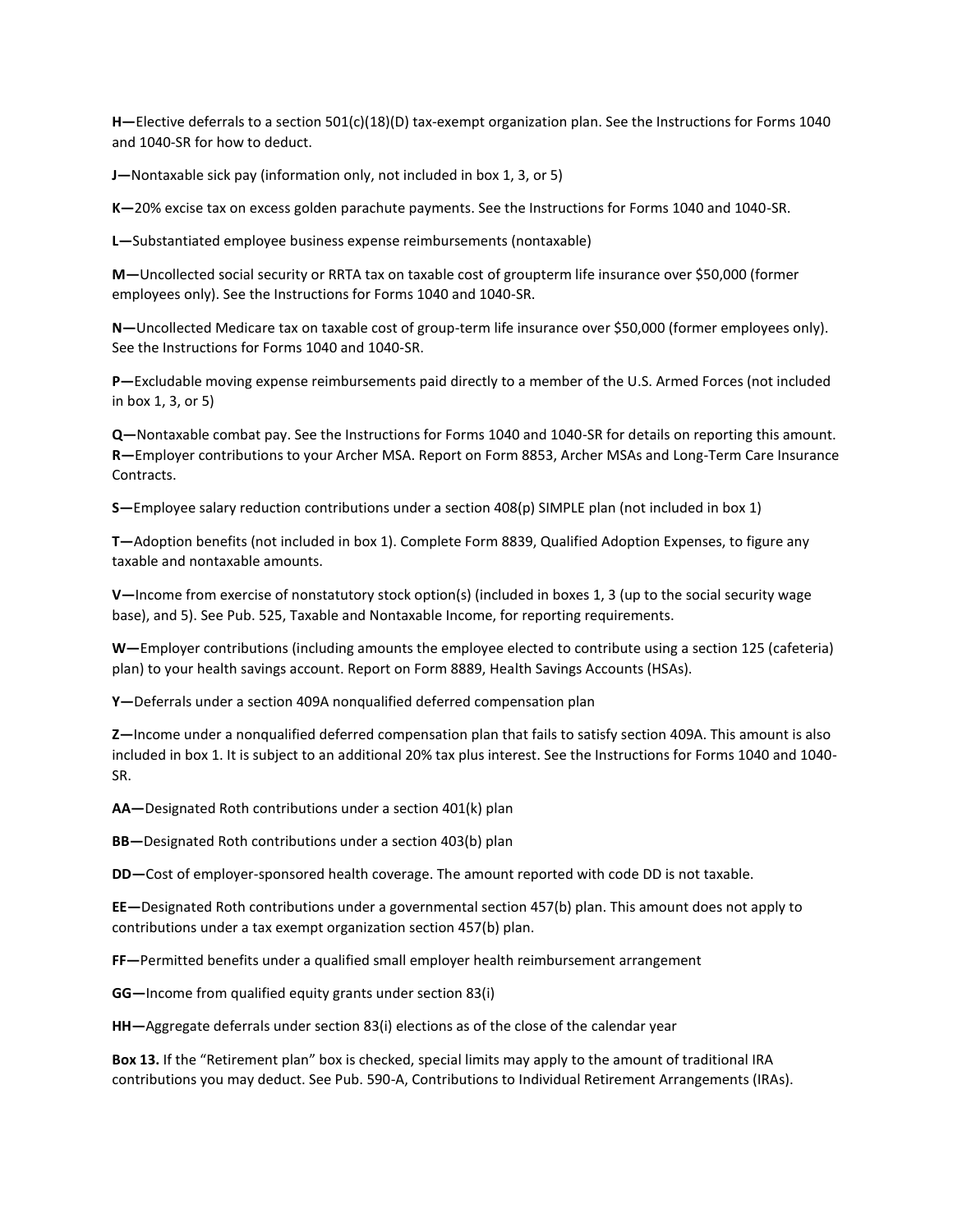**H—**Elective deferrals to a section 501(c)(18)(D) tax-exempt organization plan. See the Instructions for Forms 1040 and 1040-SR for how to deduct.

**J—**Nontaxable sick pay (information only, not included in box 1, 3, or 5)

**K—**20% excise tax on excess golden parachute payments. See the Instructions for Forms 1040 and 1040-SR.

**L—**Substantiated employee business expense reimbursements (nontaxable)

**M—**Uncollected social security or RRTA tax on taxable cost of groupterm life insurance over $50,000 (former employees only). See the Instructions for Forms 1040 and 1040-SR.

**N—**Uncollected Medicare tax on taxable cost of group-term life insurance over $50,000 (former employees only). See the Instructions for Forms 1040 and 1040-SR.

**P—**Excludable moving expense reimbursements paid directly to a member of the U.S. Armed Forces (not included in box 1, 3, or 5)

**Q—**Nontaxable combat pay. See the Instructions for Forms 1040 and 1040-SR for details on reporting this amount.
**R—**Employer contributions to your Archer MSA. Report on Form 8853, Archer MSAs and Long-Term Care Insurance Contracts.

**S—**Employee salary reduction contributions under a section 408(p) SIMPLE plan (not included in box 1)

**T—**Adoption benefits (not included in box 1). Complete Form 8839, Qualified Adoption Expenses, to figure any taxable and nontaxable amounts.

**V—**Income from exercise of nonstatutory stock option(s) (included in boxes 1, 3 (up to the social security wage base), and 5). See Pub. 525, Taxable and Nontaxable Income, for reporting requirements.

**W—**Employer contributions (including amounts the employee elected to contribute using a section 125 (cafeteria) plan) to your health savings account. Report on Form 8889, Health Savings Accounts (HSAs).

**Y—**Deferrals under a section 409A nonqualified deferred compensation plan

**Z—**Income under a nonqualified deferred compensation plan that fails to satisfy section 409A. This amount is also included in box 1. It is subject to an additional 20% tax plus interest. See the Instructions for Forms 1040 and 1040-SR.

**AA—**Designated Roth contributions under a section 401(k) plan

**BB—**Designated Roth contributions under a section 403(b) plan

**DD—**Cost of employer-sponsored health coverage. The amount reported with code DD is not taxable.

**EE—**Designated Roth contributions under a governmental section 457(b) plan. This amount does not apply to contributions under a tax exempt organization section 457(b) plan.

**FF—**Permitted benefits under a qualified small employer health reimbursement arrangement

**GG—**Income from qualified equity grants under section 83(i)

**HH—**Aggregate deferrals under section 83(i) elections as of the close of the calendar year

**Box 13.** If the "Retirement plan" box is checked, special limits may apply to the amount of traditional IRA contributions you may deduct. See Pub. 590-A, Contributions to Individual Retirement Arrangements (IRAs).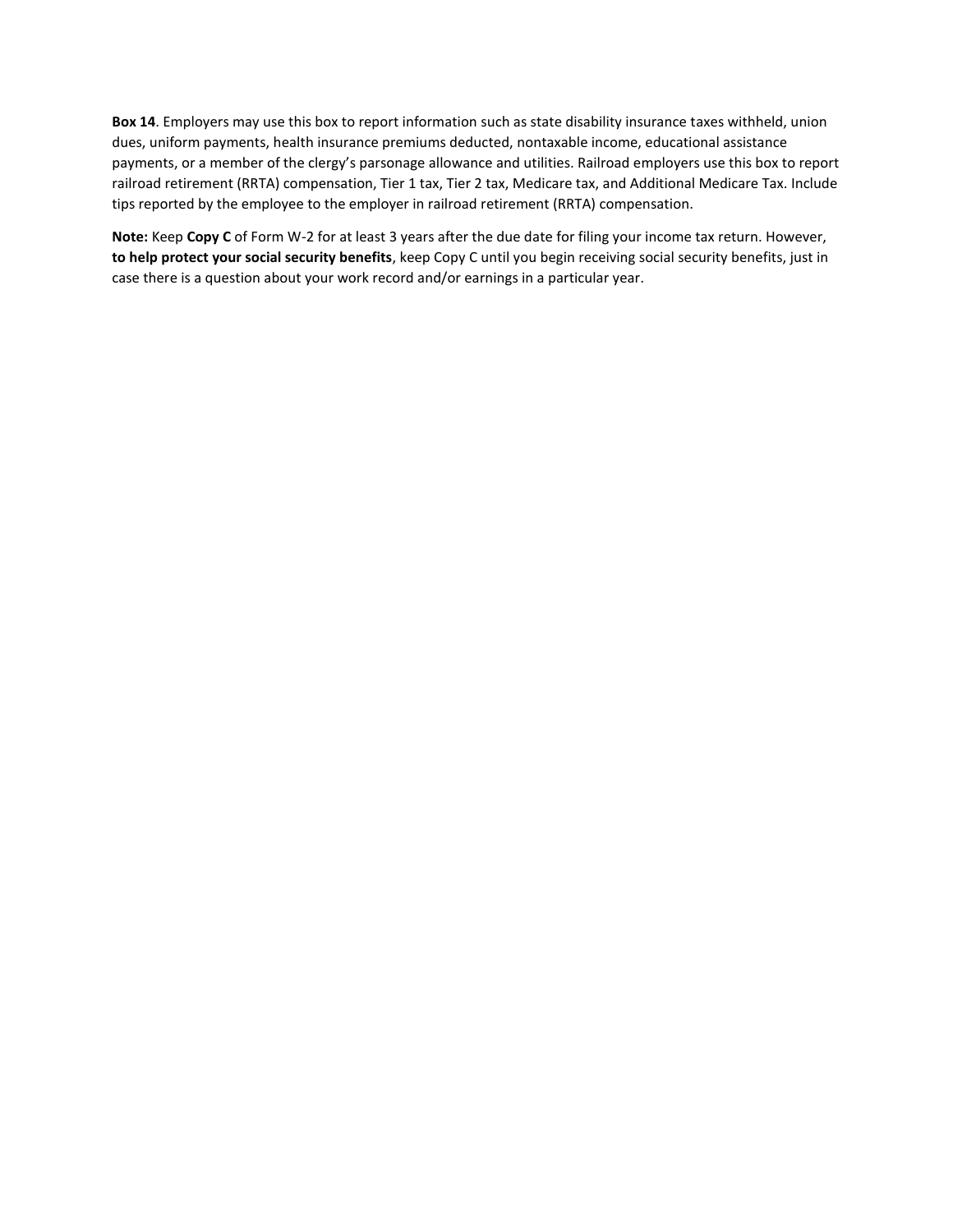**Box 14**. Employers may use this box to report information such as state disability insurance taxes withheld, union dues, uniform payments, health insurance premiums deducted, nontaxable income, educational assistance payments, or a member of the clergy's parsonage allowance and utilities. Railroad employers use this box to report railroad retirement (RRTA) compensation, Tier 1 tax, Tier 2 tax, Medicare tax, and Additional Medicare Tax. Include tips reported by the employee to the employer in railroad retirement (RRTA) compensation.

**Note:** Keep **Copy C** of Form W-2 for at least 3 years after the due date for filing your income tax return. However, **to help protect your social security benefits**, keep Copy C until you begin receiving social security benefits, just in case there is a question about your work record and/or earnings in a particular year.